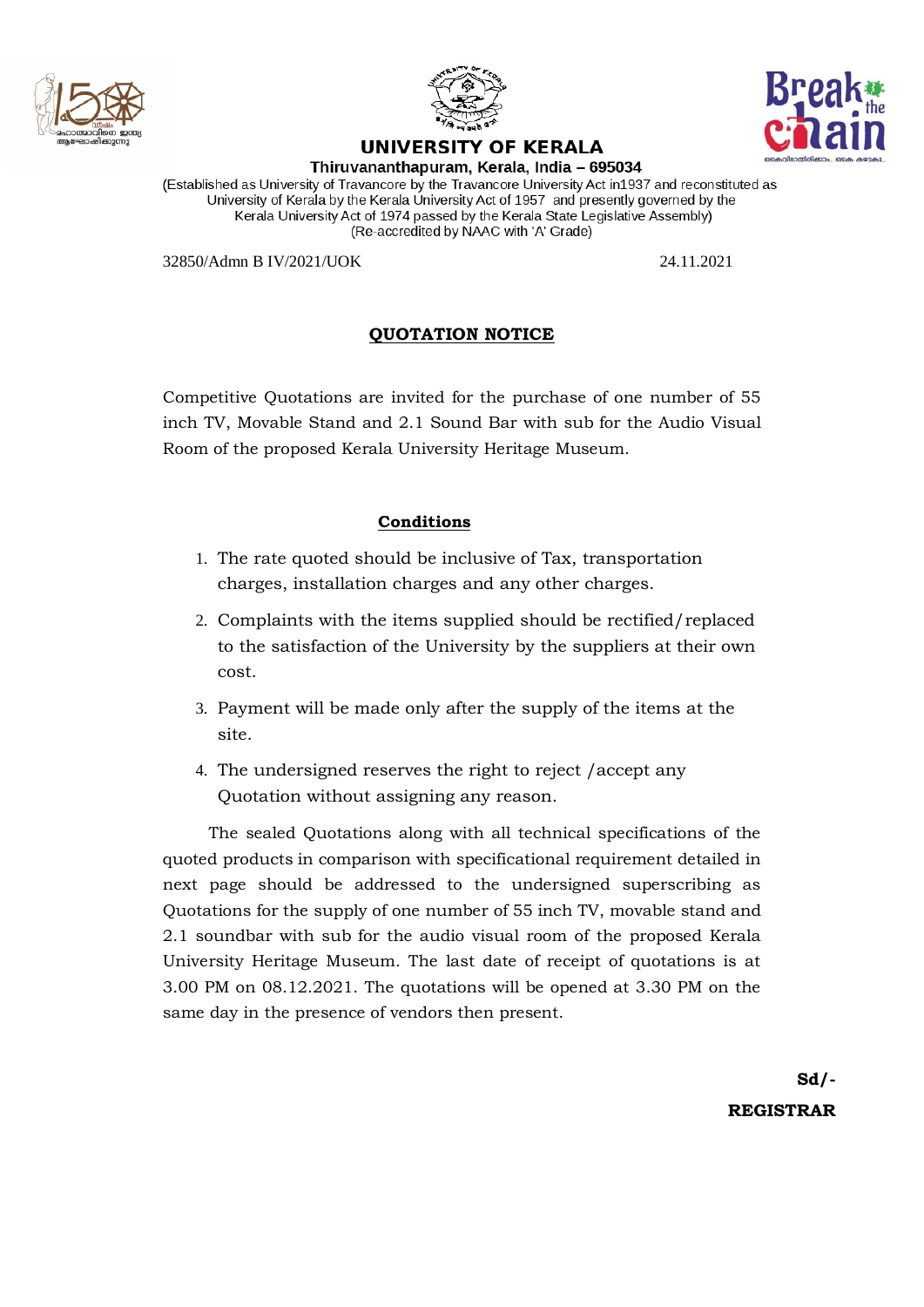# UNIVERSITY OF KERALA

**Thiruvananthapuram, Kerala, India – 695034**

(Established as University of Travancore by the Travancore University Act in1937 and reconstituted as University of Kerala by the Kerala University Act of 1957 and presently governed by the Kerala University Act of 1974 passed by the Kerala State Legislative Assembly)
(Re-accredited by NAAC with 'A' Grade)

32850/Admn B IV/2021/UOK                                                                 24.11.2021

## QUOTATION NOTICE

Competitive Quotations are invited for the purchase of one number of 55 inch TV, Movable Stand and 2.1 Sound Bar with sub for the Audio Visual Room of the proposed Kerala University Heritage Museum.

### Conditions

1. The rate quoted should be inclusive of Tax, transportation charges, installation charges and any other charges.
2. Complaints with the items supplied should be rectified/replaced to the satisfaction of the University by the suppliers at their own cost.
3. Payment will be made only after the supply of the items at the site.
4. The undersigned reserves the right to reject /accept any Quotation without assigning any reason.

The sealed Quotations along with all technical specifications of the quoted products in comparison with specificational requirement detailed in next page should be addressed to the undersigned superscribing as Quotations for the supply of one number of 55 inch TV, movable stand and 2.1 soundbar with sub for the audio visual room of the proposed Kerala University Heritage Museum. The last date of receipt of quotations is at 3.00 PM on 08.12.2021. The quotations will be opened at 3.30 PM on the same day in the presence of vendors then present.

**Sd/-**

**REGISTRAR**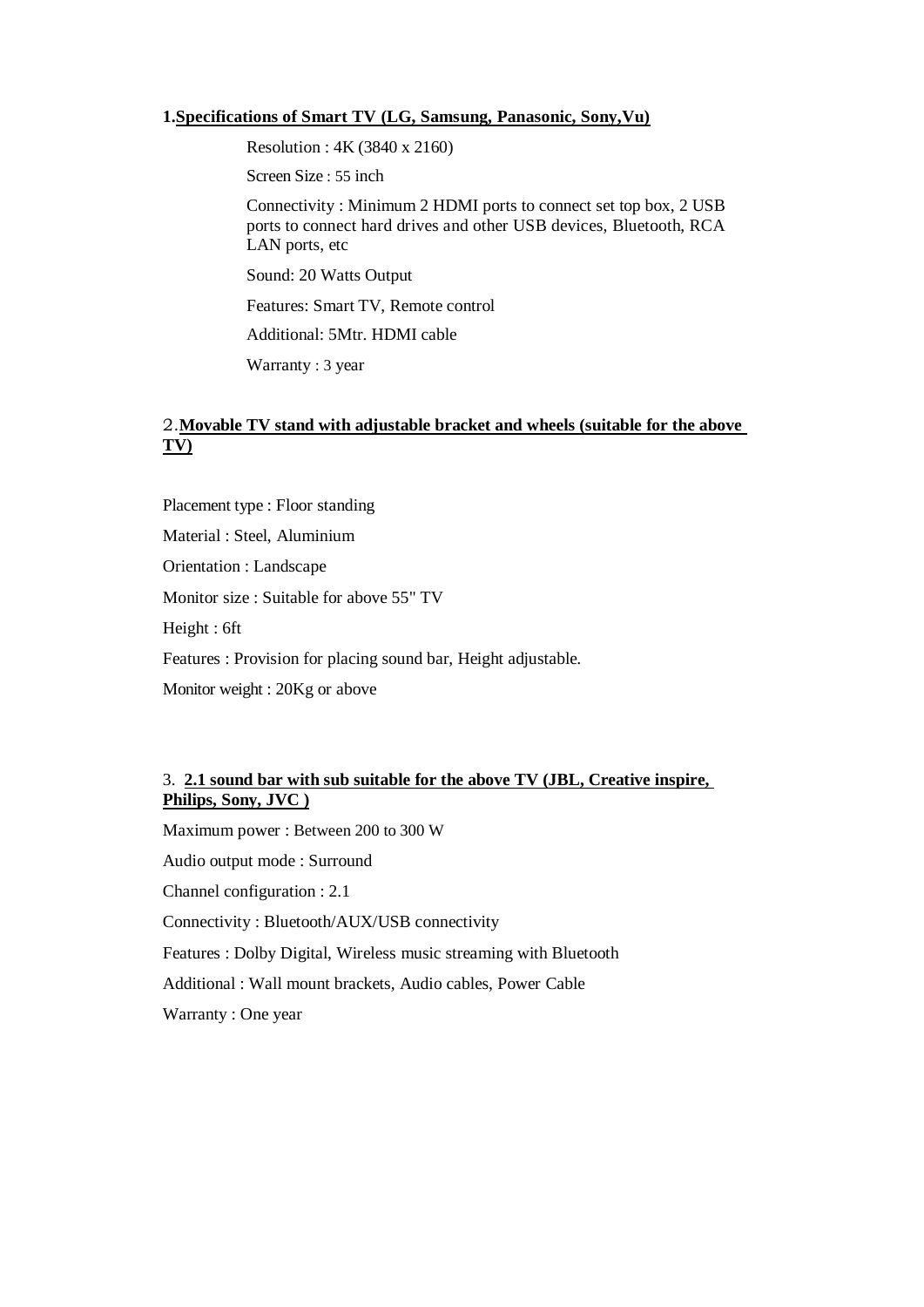**1.Specifications of Smart TV (LG, Samsung, Panasonic, Sony,Vu)**

Resolution : 4K (3840 x 2160)

Screen Size : 55 inch

Connectivity : Minimum 2 HDMI ports to connect set top box, 2 USB ports to connect hard drives and other USB devices, Bluetooth, RCA LAN ports, etc

Sound: 20 Watts Output

Features: Smart TV, Remote control

Additional: 5Mtr. HDMI cable

Warranty : 3 year

**2.Movable TV stand with adjustable bracket and wheels (suitable for the above TV)**

Placement type : Floor standing

Material : Steel, Aluminium

Orientation : Landscape

Monitor size : Suitable for above 55" TV

Height : 6ft

Features : Provision for placing sound bar, Height adjustable.

Monitor weight : 20Kg or above

**3. 2.1 sound bar with sub suitable for the above TV (JBL, Creative inspire, Philips, Sony, JVC )**

Maximum power : Between 200 to 300 W

Audio output mode : Surround

Channel configuration : 2.1

Connectivity : Bluetooth/AUX/USB connectivity

Features : Dolby Digital, Wireless music streaming with Bluetooth

Additional : Wall mount brackets, Audio cables, Power Cable

Warranty : One year